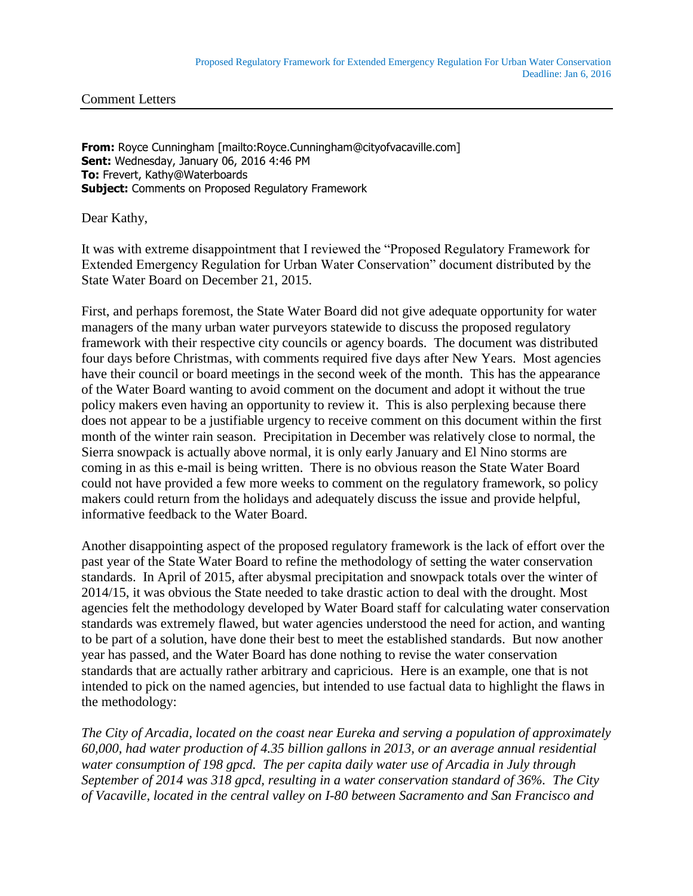Proposed Regulatory Framework for Extended Emergency Regulation For Urban Water Conservation
Deadline: Jan 6, 2016

Comment Letters

**From:** Royce Cunningham [mailto:Royce.Cunningham@cityofvacaville.com]
**Sent:** Wednesday, January 06, 2016 4:46 PM
**To:** Frevert, Kathy@Waterboards
**Subject:** Comments on Proposed Regulatory Framework

Dear Kathy,

It was with extreme disappointment that I reviewed the "Proposed Regulatory Framework for Extended Emergency Regulation for Urban Water Conservation" document distributed by the State Water Board on December 21, 2015.

First, and perhaps foremost, the State Water Board did not give adequate opportunity for water managers of the many urban water purveyors statewide to discuss the proposed regulatory framework with their respective city councils or agency boards. The document was distributed four days before Christmas, with comments required five days after New Years. Most agencies have their council or board meetings in the second week of the month. This has the appearance of the Water Board wanting to avoid comment on the document and adopt it without the true policy makers even having an opportunity to review it. This is also perplexing because there does not appear to be a justifiable urgency to receive comment on this document within the first month of the winter rain season. Precipitation in December was relatively close to normal, the Sierra snowpack is actually above normal, it is only early January and El Nino storms are coming in as this e-mail is being written. There is no obvious reason the State Water Board could not have provided a few more weeks to comment on the regulatory framework, so policy makers could return from the holidays and adequately discuss the issue and provide helpful, informative feedback to the Water Board.

Another disappointing aspect of the proposed regulatory framework is the lack of effort over the past year of the State Water Board to refine the methodology of setting the water conservation standards. In April of 2015, after abysmal precipitation and snowpack totals over the winter of 2014/15, it was obvious the State needed to take drastic action to deal with the drought. Most agencies felt the methodology developed by Water Board staff for calculating water conservation standards was extremely flawed, but water agencies understood the need for action, and wanting to be part of a solution, have done their best to meet the established standards. But now another year has passed, and the Water Board has done nothing to revise the water conservation standards that are actually rather arbitrary and capricious. Here is an example, one that is not intended to pick on the named agencies, but intended to use factual data to highlight the flaws in the methodology:

*The City of Arcadia, located on the coast near Eureka and serving a population of approximately 60,000, had water production of 4.35 billion gallons in 2013, or an average annual residential water consumption of 198 gpcd. The per capita daily water use of Arcadia in July through September of 2014 was 318 gpcd, resulting in a water conservation standard of 36%. The City of Vacaville, located in the central valley on I-80 between Sacramento and San Francisco and*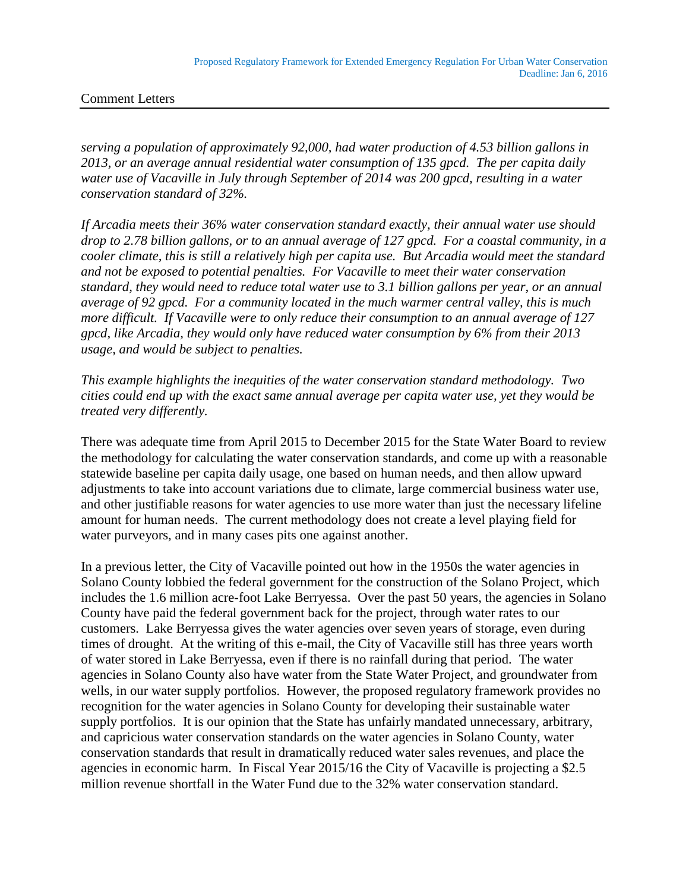*serving a population of approximately 92,000, had water production of 4.53 billion gallons in 2013, or an average annual residential water consumption of 135 gpcd. The per capita daily water use of Vacaville in July through September of 2014 was 200 gpcd, resulting in a water conservation standard of 32%.*

*If Arcadia meets their 36% water conservation standard exactly, their annual water use should drop to 2.78 billion gallons, or to an annual average of 127 gpcd. For a coastal community, in a cooler climate, this is still a relatively high per capita use. But Arcadia would meet the standard and not be exposed to potential penalties. For Vacaville to meet their water conservation standard, they would need to reduce total water use to 3.1 billion gallons per year, or an annual average of 92 gpcd. For a community located in the much warmer central valley, this is much more difficult. If Vacaville were to only reduce their consumption to an annual average of 127 gpcd, like Arcadia, they would only have reduced water consumption by 6% from their 2013 usage, and would be subject to penalties.*

*This example highlights the inequities of the water conservation standard methodology. Two cities could end up with the exact same annual average per capita water use, yet they would be treated very differently.*

There was adequate time from April 2015 to December 2015 for the State Water Board to review the methodology for calculating the water conservation standards, and come up with a reasonable statewide baseline per capita daily usage, one based on human needs, and then allow upward adjustments to take into account variations due to climate, large commercial business water use, and other justifiable reasons for water agencies to use more water than just the necessary lifeline amount for human needs. The current methodology does not create a level playing field for water purveyors, and in many cases pits one against another.

In a previous letter, the City of Vacaville pointed out how in the 1950s the water agencies in Solano County lobbied the federal government for the construction of the Solano Project, which includes the 1.6 million acre-foot Lake Berryessa. Over the past 50 years, the agencies in Solano County have paid the federal government back for the project, through water rates to our customers. Lake Berryessa gives the water agencies over seven years of storage, even during times of drought. At the writing of this e-mail, the City of Vacaville still has three years worth of water stored in Lake Berryessa, even if there is no rainfall during that period. The water agencies in Solano County also have water from the State Water Project, and groundwater from wells, in our water supply portfolios. However, the proposed regulatory framework provides no recognition for the water agencies in Solano County for developing their sustainable water supply portfolios. It is our opinion that the State has unfairly mandated unnecessary, arbitrary, and capricious water conservation standards on the water agencies in Solano County, water conservation standards that result in dramatically reduced water sales revenues, and place the agencies in economic harm. In Fiscal Year 2015/16 the City of Vacaville is projecting a $2.5 million revenue shortfall in the Water Fund due to the 32% water conservation standard.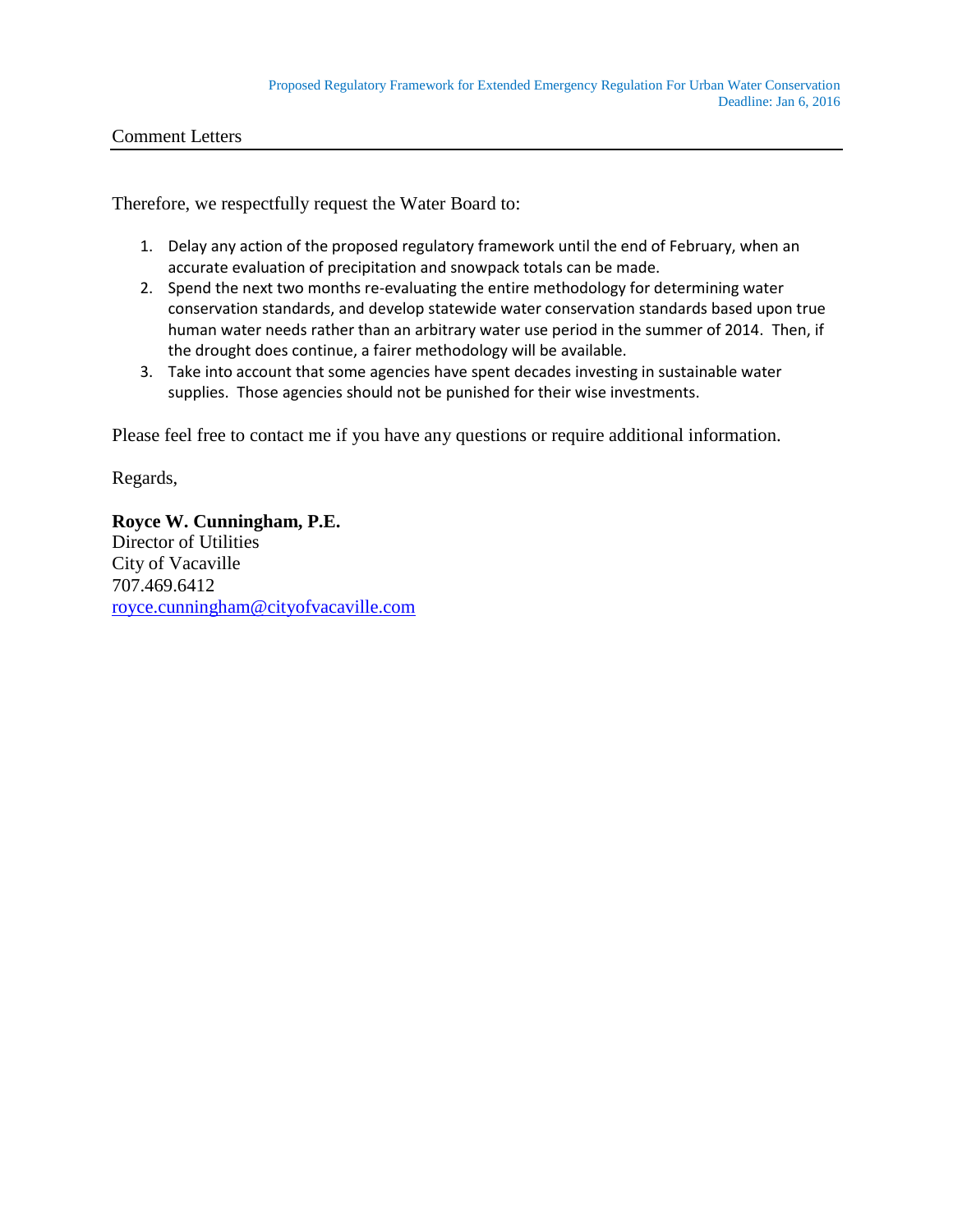Therefore, we respectfully request the Water Board to:

1. Delay any action of the proposed regulatory framework until the end of February, when an accurate evaluation of precipitation and snowpack totals can be made.
2. Spend the next two months re-evaluating the entire methodology for determining water conservation standards, and develop statewide water conservation standards based upon true human water needs rather than an arbitrary water use period in the summer of 2014. Then, if the drought does continue, a fairer methodology will be available.
3. Take into account that some agencies have spent decades investing in sustainable water supplies. Those agencies should not be punished for their wise investments.

Please feel free to contact me if you have any questions or require additional information.

Regards,

**Royce W. Cunningham, P.E.**
Director of Utilities
City of Vacaville
707.469.6412
royce.cunningham@cityofvacaville.com